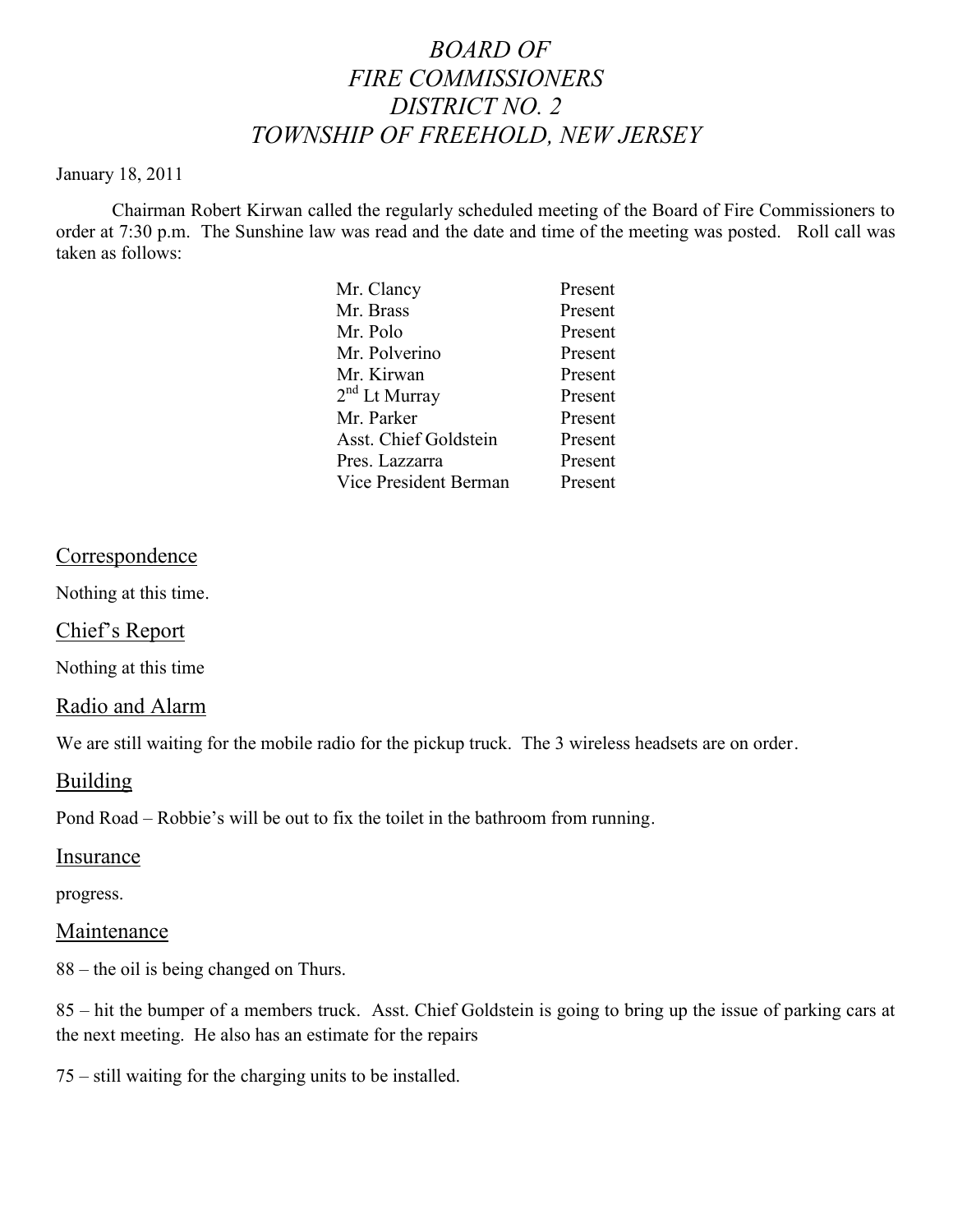# *BOARD OF FIRE COMMISSIONERS DISTRICT NO. 2 TOWNSHIP OF FREEHOLD, NEW JERSEY*

January 18, 2011

Chairman Robert Kirwan called the regularly scheduled meeting of the Board of Fire Commissioners to order at 7:30 p.m. The Sunshine law was read and the date and time of the meeting was posted. Roll call was taken as follows:

| | |
|---|---|
| Mr. Clancy | Present |
| Mr. Brass | Present |
| Mr. Polo | Present |
| Mr. Polverino | Present |
| Mr. Kirwan | Present |
| 2nd Lt Murray | Present |
| Mr. Parker | Present |
| Asst. Chief Goldstein | Present |
| Pres. Lazzarra | Present |
| Vice President Berman | Present |

## Correspondence

Nothing at this time.

## Chief's Report

Nothing at this time

## Radio and Alarm

We are still waiting for the mobile radio for the pickup truck. The 3 wireless headsets are on order.

## Building

Pond Road – Robbie's will be out to fix the toilet in the bathroom from running.

## Insurance

progress.

## Maintenance

88 – the oil is being changed on Thurs.

85 – hit the bumper of a members truck. Asst. Chief Goldstein is going to bring up the issue of parking cars at the next meeting. He also has an estimate for the repairs

75 – still waiting for the charging units to be installed.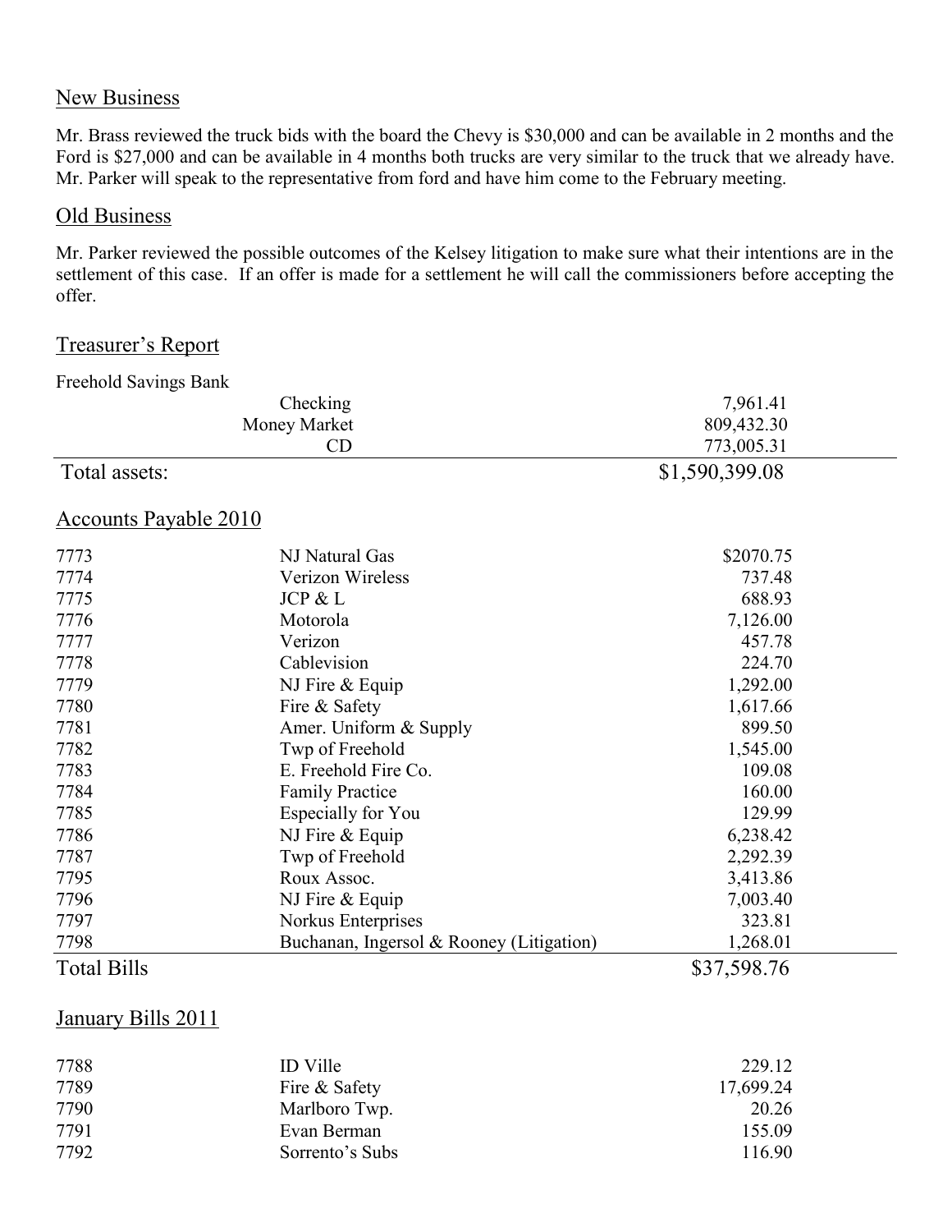## New Business

Mr. Brass reviewed the truck bids with the board the Chevy is $30,000 and can be available in 2 months and the Ford is $27,000 and can be available in 4 months both trucks are very similar to the truck that we already have. Mr. Parker will speak to the representative from ford and have him come to the February meeting.

## Old Business

Mr. Parker reviewed the possible outcomes of the Kelsey litigation to make sure what their intentions are in the settlement of this case. If an offer is made for a settlement he will call the commissioners before accepting the offer.

## Treasurer's Report

Freehold Savings Bank

| | | |
|---|---|---|
| | Checking | 7,961.41 |
| | Money Market | 809,432.30 |
| | CD | 773,005.31 |
| Total assets: | | $1,590,399.08 |

## Accounts Payable 2010

| | | |
|---|---|---|
| 7773 | NJ Natural Gas | $2070.75 |
| 7774 | Verizon Wireless | 737.48 |
| 7775 | JCP & L | 688.93 |
| 7776 | Motorola | 7,126.00 |
| 7777 | Verizon | 457.78 |
| 7778 | Cablevision | 224.70 |
| 7779 | NJ Fire & Equip | 1,292.00 |
| 7780 | Fire & Safety | 1,617.66 |
| 7781 | Amer. Uniform & Supply | 899.50 |
| 7782 | Twp of Freehold | 1,545.00 |
| 7783 | E. Freehold Fire Co. | 109.08 |
| 7784 | Family Practice | 160.00 |
| 7785 | Especially for You | 129.99 |
| 7786 | NJ Fire & Equip | 6,238.42 |
| 7787 | Twp of Freehold | 2,292.39 |
| 7795 | Roux Assoc. | 3,413.86 |
| 7796 | NJ Fire & Equip | 7,003.40 |
| 7797 | Norkus Enterprises | 323.81 |
| 7798 | Buchanan, Ingersol & Rooney (Litigation) | 1,268.01 |
| Total Bills | | $37,598.76 |

## January Bills 2011

| | | |
|---|---|---|
| 7788 | ID Ville | 229.12 |
| 7789 | Fire & Safety | 17,699.24 |
| 7790 | Marlboro Twp. | 20.26 |
| 7791 | Evan Berman | 155.09 |
| 7792 | Sorrento's Subs | 116.90 |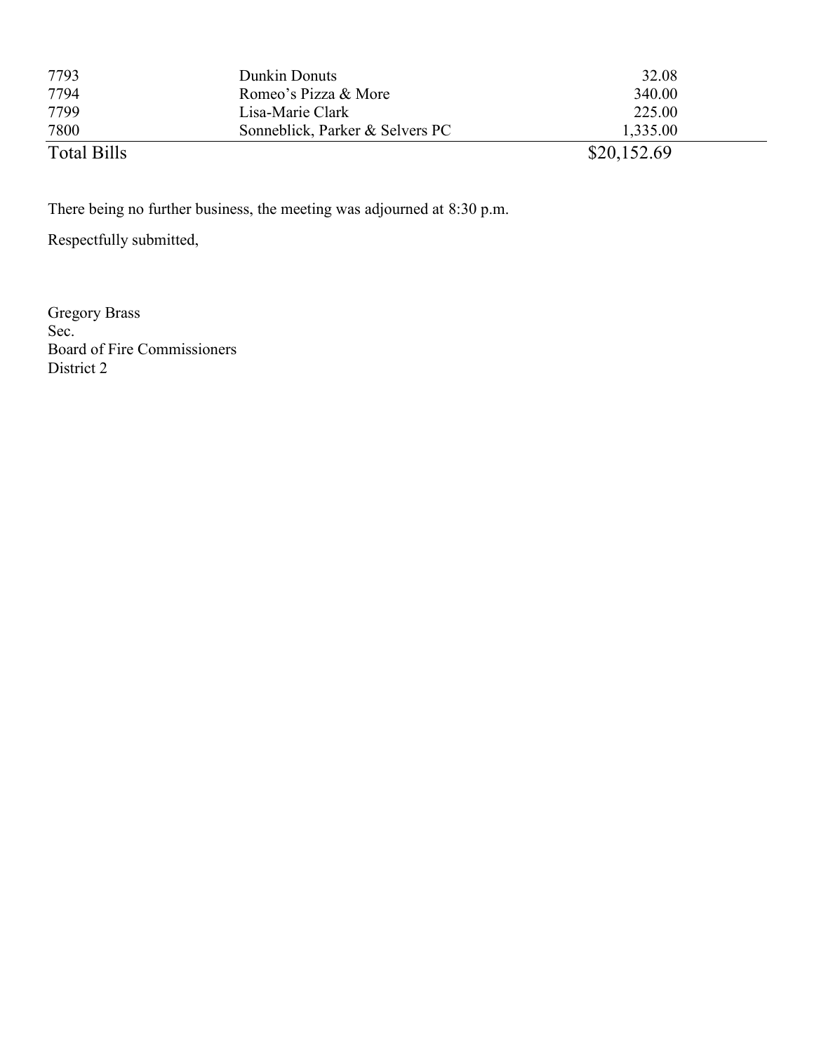| | | |
|---|---|---|
| 7793 | Dunkin Donuts | 32.08 |
| 7794 | Romeo's Pizza & More | 340.00 |
| 7799 | Lisa-Marie Clark | 225.00 |
| 7800 | Sonneblick, Parker & Selvers PC | 1,335.00 |
| Total Bills | | $20,152.69 |

There being no further business, the meeting was adjourned at 8:30 p.m.

Respectfully submitted,

Gregory Brass
Sec.
Board of Fire Commissioners
District 2